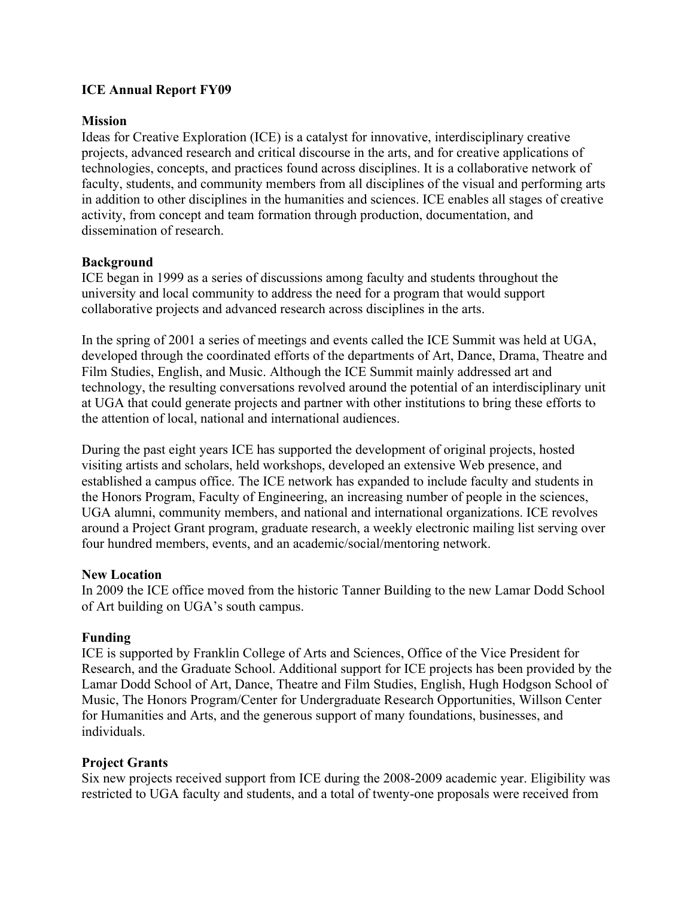# ICE Annual Report FY09

## Mission

Ideas for Creative Exploration (ICE) is a catalyst for innovative, interdisciplinary creative projects, advanced research and critical discourse in the arts, and for creative applications of technologies, concepts, and practices found across disciplines. It is a collaborative network of faculty, students, and community members from all disciplines of the visual and performing arts in addition to other disciplines in the humanities and sciences. ICE enables all stages of creative activity, from concept and team formation through production, documentation, and dissemination of research.

## Background

ICE began in 1999 as a series of discussions among faculty and students throughout the university and local community to address the need for a program that would support collaborative projects and advanced research across disciplines in the arts.

In the spring of 2001 a series of meetings and events called the ICE Summit was held at UGA, developed through the coordinated efforts of the departments of Art, Dance, Drama, Theatre and Film Studies, English, and Music. Although the ICE Summit mainly addressed art and technology, the resulting conversations revolved around the potential of an interdisciplinary unit at UGA that could generate projects and partner with other institutions to bring these efforts to the attention of local, national and international audiences.

During the past eight years ICE has supported the development of original projects, hosted visiting artists and scholars, held workshops, developed an extensive Web presence, and established a campus office. The ICE network has expanded to include faculty and students in the Honors Program, Faculty of Engineering, an increasing number of people in the sciences, UGA alumni, community members, and national and international organizations. ICE revolves around a Project Grant program, graduate research, a weekly electronic mailing list serving over four hundred members, events, and an academic/social/mentoring network.

## New Location

In 2009 the ICE office moved from the historic Tanner Building to the new Lamar Dodd School of Art building on UGA's south campus.

## Funding

ICE is supported by Franklin College of Arts and Sciences, Office of the Vice President for Research, and the Graduate School. Additional support for ICE projects has been provided by the Lamar Dodd School of Art, Dance, Theatre and Film Studies, English, Hugh Hodgson School of Music, The Honors Program/Center for Undergraduate Research Opportunities, Willson Center for Humanities and Arts, and the generous support of many foundations, businesses, and individuals.

## Project Grants

Six new projects received support from ICE during the 2008-2009 academic year. Eligibility was restricted to UGA faculty and students, and a total of twenty-one proposals were received from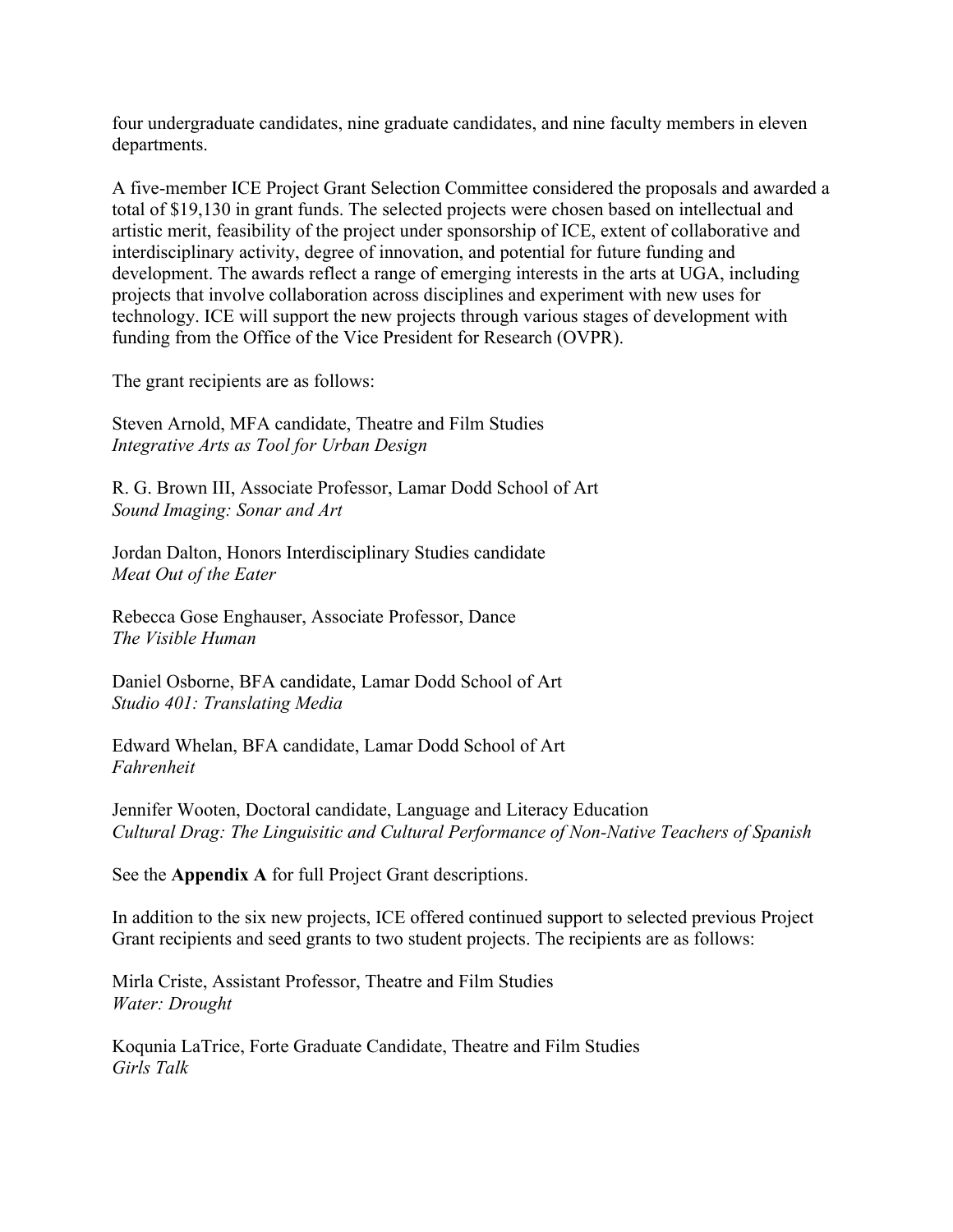four undergraduate candidates, nine graduate candidates, and nine faculty members in eleven departments.

A five-member ICE Project Grant Selection Committee considered the proposals and awarded a total of $19,130 in grant funds. The selected projects were chosen based on intellectual and artistic merit, feasibility of the project under sponsorship of ICE, extent of collaborative and interdisciplinary activity, degree of innovation, and potential for future funding and development. The awards reflect a range of emerging interests in the arts at UGA, including projects that involve collaboration across disciplines and experiment with new uses for technology. ICE will support the new projects through various stages of development with funding from the Office of the Vice President for Research (OVPR).

The grant recipients are as follows:

Steven Arnold, MFA candidate, Theatre and Film Studies
*Integrative Arts as Tool for Urban Design*

R. G. Brown III, Associate Professor, Lamar Dodd School of Art
*Sound Imaging: Sonar and Art*

Jordan Dalton, Honors Interdisciplinary Studies candidate
*Meat Out of the Eater*

Rebecca Gose Enghauser, Associate Professor, Dance
*The Visible Human*

Daniel Osborne, BFA candidate, Lamar Dodd School of Art
*Studio 401: Translating Media*

Edward Whelan, BFA candidate, Lamar Dodd School of Art
*Fahrenheit*

Jennifer Wooten, Doctoral candidate, Language and Literacy Education
*Cultural Drag: The Linguisitic and Cultural Performance of Non-Native Teachers of Spanish*

See the **Appendix A** for full Project Grant descriptions.

In addition to the six new projects, ICE offered continued support to selected previous Project Grant recipients and seed grants to two student projects. The recipients are as follows:

Mirla Criste, Assistant Professor, Theatre and Film Studies
*Water: Drought*

Koqunia LaTrice, Forte Graduate Candidate, Theatre and Film Studies
*Girls Talk*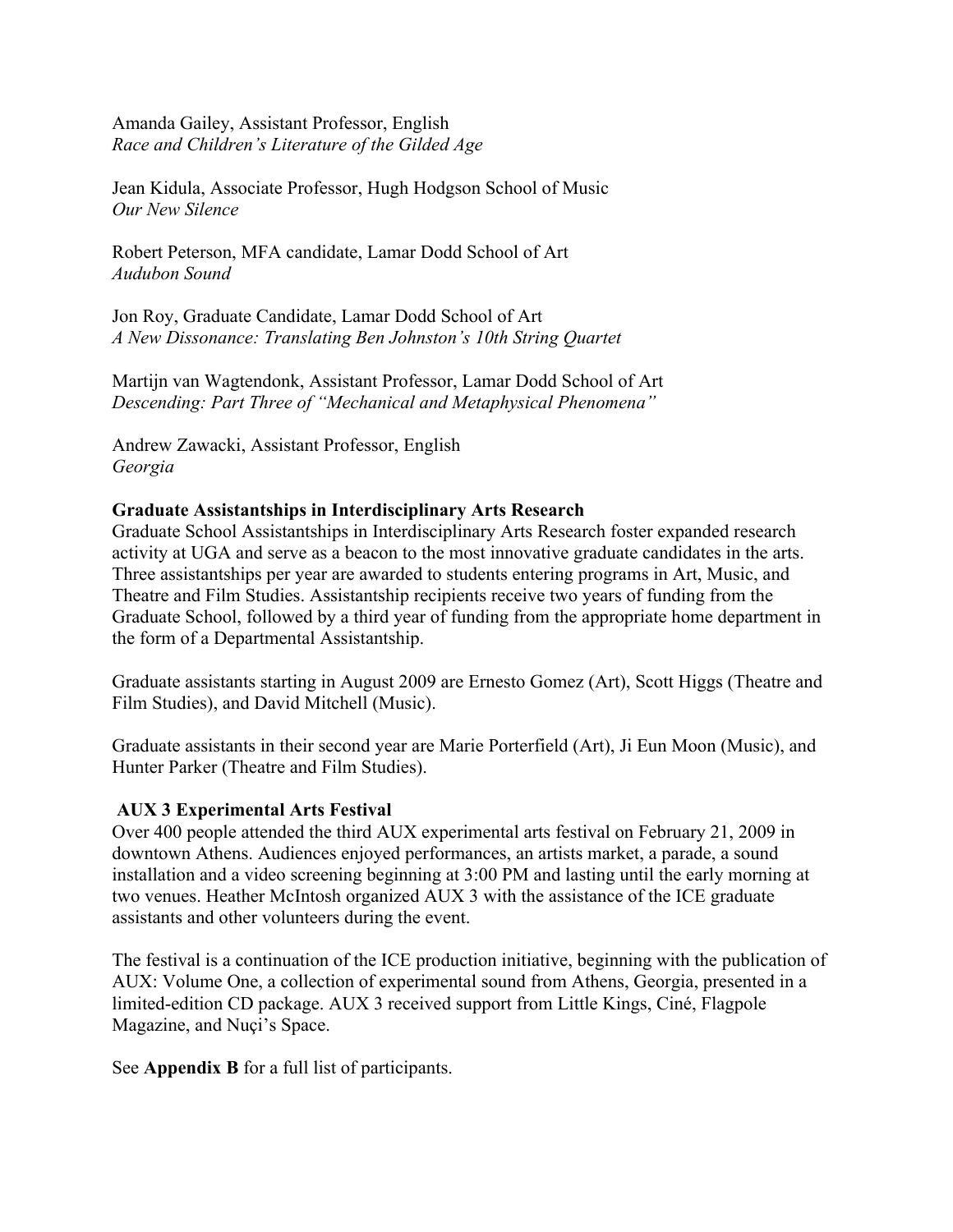Amanda Gailey, Assistant Professor, English
*Race and Children's Literature of the Gilded Age*

Jean Kidula, Associate Professor, Hugh Hodgson School of Music
*Our New Silence*

Robert Peterson, MFA candidate, Lamar Dodd School of Art
*Audubon Sound*

Jon Roy, Graduate Candidate, Lamar Dodd School of Art
*A New Dissonance: Translating Ben Johnston's 10th String Quartet*

Martijn van Wagtendonk, Assistant Professor, Lamar Dodd School of Art
*Descending: Part Three of "Mechanical and Metaphysical Phenomena"*

Andrew Zawacki, Assistant Professor, English
*Georgia*

**Graduate Assistantships in Interdisciplinary Arts Research**

Graduate School Assistantships in Interdisciplinary Arts Research foster expanded research activity at UGA and serve as a beacon to the most innovative graduate candidates in the arts. Three assistantships per year are awarded to students entering programs in Art, Music, and Theatre and Film Studies. Assistantship recipients receive two years of funding from the Graduate School, followed by a third year of funding from the appropriate home department in the form of a Departmental Assistantship.

Graduate assistants starting in August 2009 are Ernesto Gomez (Art), Scott Higgs (Theatre and Film Studies), and David Mitchell (Music).

Graduate assistants in their second year are Marie Porterfield (Art), Ji Eun Moon (Music), and Hunter Parker (Theatre and Film Studies).

**AUX 3 Experimental Arts Festival**

Over 400 people attended the third AUX experimental arts festival on February 21, 2009 in downtown Athens. Audiences enjoyed performances, an artists market, a parade, a sound installation and a video screening beginning at 3:00 PM and lasting until the early morning at two venues. Heather McIntosh organized AUX 3 with the assistance of the ICE graduate assistants and other volunteers during the event.

The festival is a continuation of the ICE production initiative, beginning with the publication of AUX: Volume One, a collection of experimental sound from Athens, Georgia, presented in a limited-edition CD package. AUX 3 received support from Little Kings, Ciné, Flagpole Magazine, and Nuçi's Space.

See **Appendix B** for a full list of participants.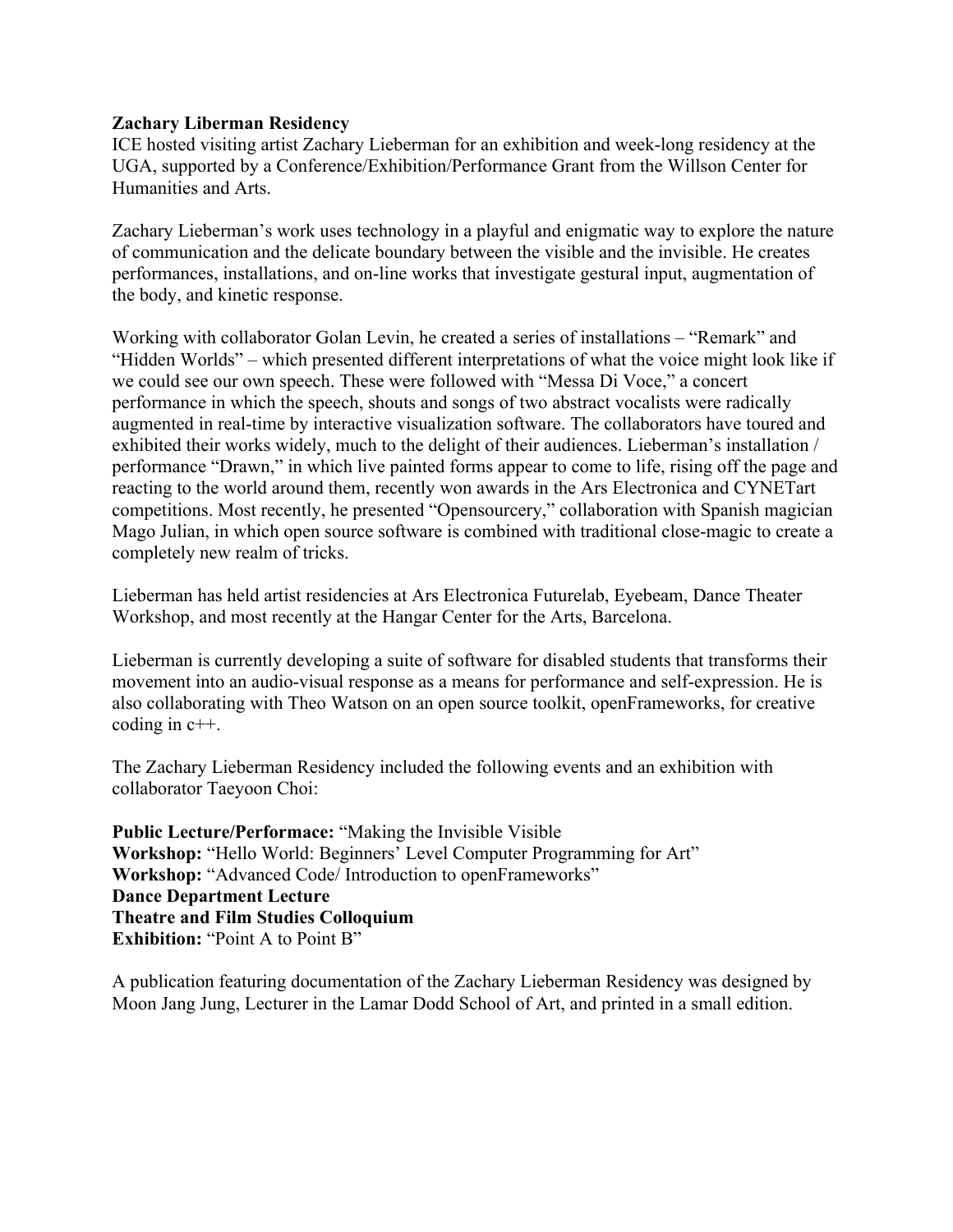**Zachary Liberman Residency**

ICE hosted visiting artist Zachary Lieberman for an exhibition and week-long residency at the UGA, supported by a Conference/Exhibition/Performance Grant from the Willson Center for Humanities and Arts.

Zachary Lieberman's work uses technology in a playful and enigmatic way to explore the nature of communication and the delicate boundary between the visible and the invisible. He creates performances, installations, and on-line works that investigate gestural input, augmentation of the body, and kinetic response.

Working with collaborator Golan Levin, he created a series of installations – "Remark" and "Hidden Worlds" – which presented different interpretations of what the voice might look like if we could see our own speech. These were followed with "Messa Di Voce," a concert performance in which the speech, shouts and songs of two abstract vocalists were radically augmented in real-time by interactive visualization software. The collaborators have toured and exhibited their works widely, much to the delight of their audiences. Lieberman's installation / performance "Drawn," in which live painted forms appear to come to life, rising off the page and reacting to the world around them, recently won awards in the Ars Electronica and CYNETart competitions. Most recently, he presented "Opensourcery," collaboration with Spanish magician Mago Julian, in which open source software is combined with traditional close-magic to create a completely new realm of tricks.

Lieberman has held artist residencies at Ars Electronica Futurelab, Eyebeam, Dance Theater Workshop, and most recently at the Hangar Center for the Arts, Barcelona.

Lieberman is currently developing a suite of software for disabled students that transforms their movement into an audio-visual response as a means for performance and self-expression. He is also collaborating with Theo Watson on an open source toolkit, openFrameworks, for creative coding in c++.

The Zachary Lieberman Residency included the following events and an exhibition with collaborator Taeyoon Choi:

**Public Lecture/Performace:** "Making the Invisible Visible  
**Workshop:** "Hello World: Beginners' Level Computer Programming for Art"  
**Workshop:** "Advanced Code/ Introduction to openFrameworks"  
**Dance Department Lecture**  
**Theatre and Film Studies Colloquium**  
**Exhibition:** "Point A to Point B"

A publication featuring documentation of the Zachary Lieberman Residency was designed by Moon Jang Jung, Lecturer in the Lamar Dodd School of Art, and printed in a small edition.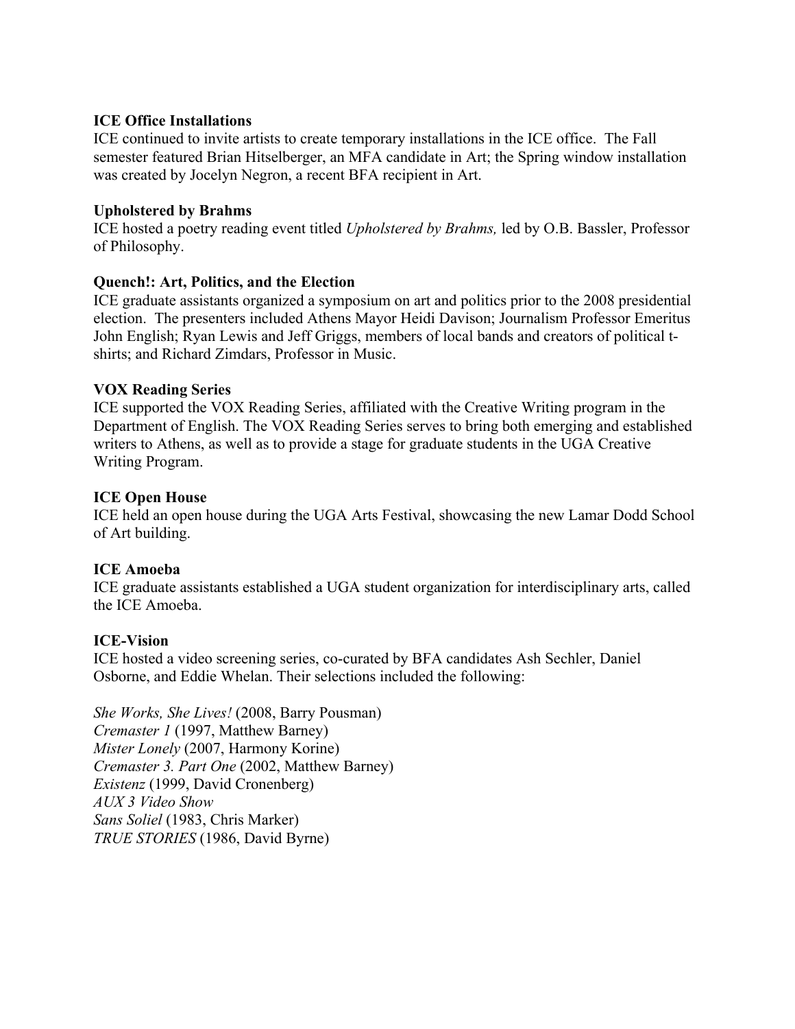**ICE Office Installations**
ICE continued to invite artists to create temporary installations in the ICE office. The Fall semester featured Brian Hitselberger, an MFA candidate in Art; the Spring window installation was created by Jocelyn Negron, a recent BFA recipient in Art.

**Upholstered by Brahms**
ICE hosted a poetry reading event titled *Upholstered by Brahms,* led by O.B. Bassler, Professor of Philosophy.

**Quench!: Art, Politics, and the Election**
ICE graduate assistants organized a symposium on art and politics prior to the 2008 presidential election. The presenters included Athens Mayor Heidi Davison; Journalism Professor Emeritus John English; Ryan Lewis and Jeff Griggs, members of local bands and creators of political t-shirts; and Richard Zimdars, Professor in Music.

**VOX Reading Series**
ICE supported the VOX Reading Series, affiliated with the Creative Writing program in the Department of English. The VOX Reading Series serves to bring both emerging and established writers to Athens, as well as to provide a stage for graduate students in the UGA Creative Writing Program.

**ICE Open House**
ICE held an open house during the UGA Arts Festival, showcasing the new Lamar Dodd School of Art building.

**ICE Amoeba**
ICE graduate assistants established a UGA student organization for interdisciplinary arts, called the ICE Amoeba.

**ICE-Vision**
ICE hosted a video screening series, co-curated by BFA candidates Ash Sechler, Daniel Osborne, and Eddie Whelan. Their selections included the following:

*She Works, She Lives!* (2008, Barry Pousman)
*Cremaster 1* (1997, Matthew Barney)
*Mister Lonely* (2007, Harmony Korine)
*Cremaster 3. Part One* (2002, Matthew Barney)
*Existenz* (1999, David Cronenberg)
*AUX 3 Video Show*
*Sans Soliel* (1983, Chris Marker)
*TRUE STORIES* (1986, David Byrne)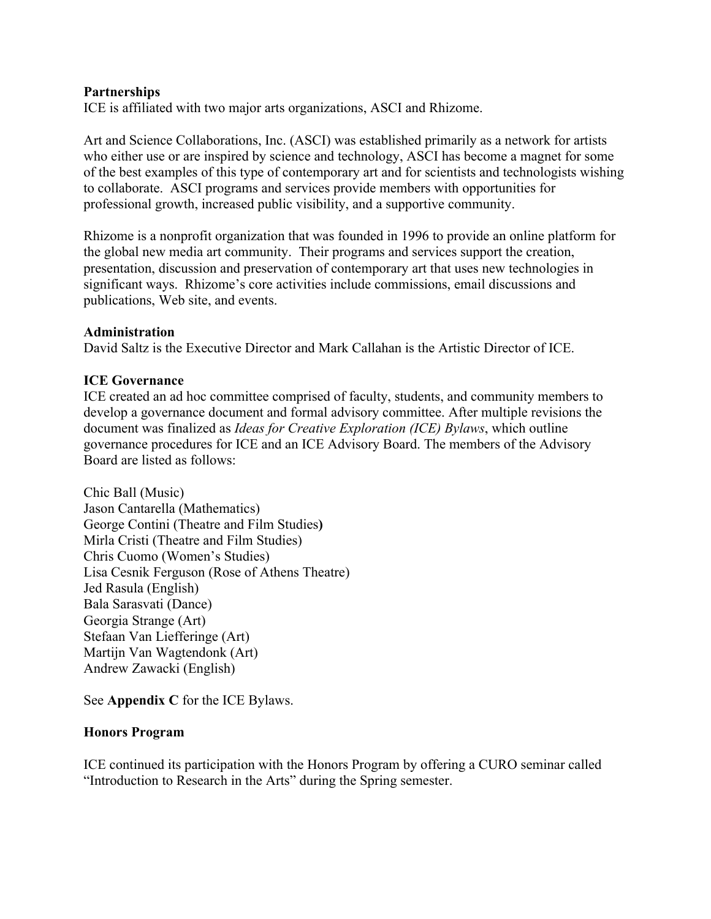**Partnerships**

ICE is affiliated with two major arts organizations, ASCI and Rhizome.

Art and Science Collaborations, Inc. (ASCI) was established primarily as a network for artists who either use or are inspired by science and technology, ASCI has become a magnet for some of the best examples of this type of contemporary art and for scientists and technologists wishing to collaborate. ASCI programs and services provide members with opportunities for professional growth, increased public visibility, and a supportive community.

Rhizome is a nonprofit organization that was founded in 1996 to provide an online platform for the global new media art community. Their programs and services support the creation, presentation, discussion and preservation of contemporary art that uses new technologies in significant ways. Rhizome's core activities include commissions, email discussions and publications, Web site, and events.

**Administration**

David Saltz is the Executive Director and Mark Callahan is the Artistic Director of ICE.

**ICE Governance**

ICE created an ad hoc committee comprised of faculty, students, and community members to develop a governance document and formal advisory committee. After multiple revisions the document was finalized as *Ideas for Creative Exploration (ICE) Bylaws*, which outline governance procedures for ICE and an ICE Advisory Board. The members of the Advisory Board are listed as follows:

Chic Ball (Music)
Jason Cantarella (Mathematics)
George Contini (Theatre and Film Studies)
Mirla Cristi (Theatre and Film Studies)
Chris Cuomo (Women's Studies)
Lisa Cesnik Ferguson (Rose of Athens Theatre)
Jed Rasula (English)
Bala Sarasvati (Dance)
Georgia Strange (Art)
Stefaan Van Liefferinge (Art)
Martijn Van Wagtendonk (Art)
Andrew Zawacki (English)

See **Appendix C** for the ICE Bylaws.

**Honors Program**

ICE continued its participation with the Honors Program by offering a CURO seminar called "Introduction to Research in the Arts" during the Spring semester.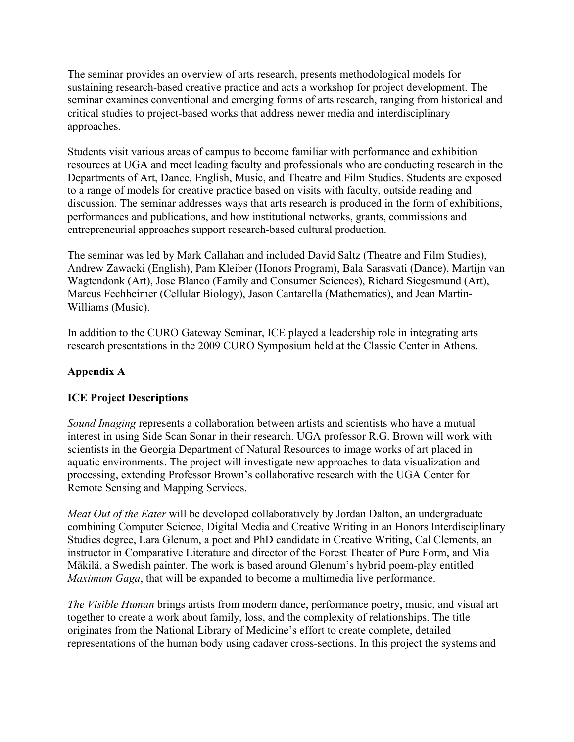The seminar provides an overview of arts research, presents methodological models for sustaining research-based creative practice and acts a workshop for project development. The seminar examines conventional and emerging forms of arts research, ranging from historical and critical studies to project-based works that address newer media and interdisciplinary approaches.

Students visit various areas of campus to become familiar with performance and exhibition resources at UGA and meet leading faculty and professionals who are conducting research in the Departments of Art, Dance, English, Music, and Theatre and Film Studies. Students are exposed to a range of models for creative practice based on visits with faculty, outside reading and discussion. The seminar addresses ways that arts research is produced in the form of exhibitions, performances and publications, and how institutional networks, grants, commissions and entrepreneurial approaches support research-based cultural production.

The seminar was led by Mark Callahan and included David Saltz (Theatre and Film Studies), Andrew Zawacki (English), Pam Kleiber (Honors Program), Bala Sarasvati (Dance), Martijn van Wagtendonk (Art), Jose Blanco (Family and Consumer Sciences), Richard Siegesmund (Art), Marcus Fechheimer (Cellular Biology), Jason Cantarella (Mathematics), and Jean Martin-Williams (Music).

In addition to the CURO Gateway Seminar, ICE played a leadership role in integrating arts research presentations in the 2009 CURO Symposium held at the Classic Center in Athens.

## Appendix A

### ICE Project Descriptions

*Sound Imaging* represents a collaboration between artists and scientists who have a mutual interest in using Side Scan Sonar in their research. UGA professor R.G. Brown will work with scientists in the Georgia Department of Natural Resources to image works of art placed in aquatic environments. The project will investigate new approaches to data visualization and processing, extending Professor Brown's collaborative research with the UGA Center for Remote Sensing and Mapping Services.

*Meat Out of the Eater* will be developed collaboratively by Jordan Dalton, an undergraduate combining Computer Science, Digital Media and Creative Writing in an Honors Interdisciplinary Studies degree, Lara Glenum, a poet and PhD candidate in Creative Writing, Cal Clements, an instructor in Comparative Literature and director of the Forest Theater of Pure Form, and Mia Mäkilä, a Swedish painter. The work is based around Glenum's hybrid poem-play entitled *Maximum Gaga*, that will be expanded to become a multimedia live performance.

*The Visible Human* brings artists from modern dance, performance poetry, music, and visual art together to create a work about family, loss, and the complexity of relationships. The title originates from the National Library of Medicine's effort to create complete, detailed representations of the human body using cadaver cross-sections. In this project the systems and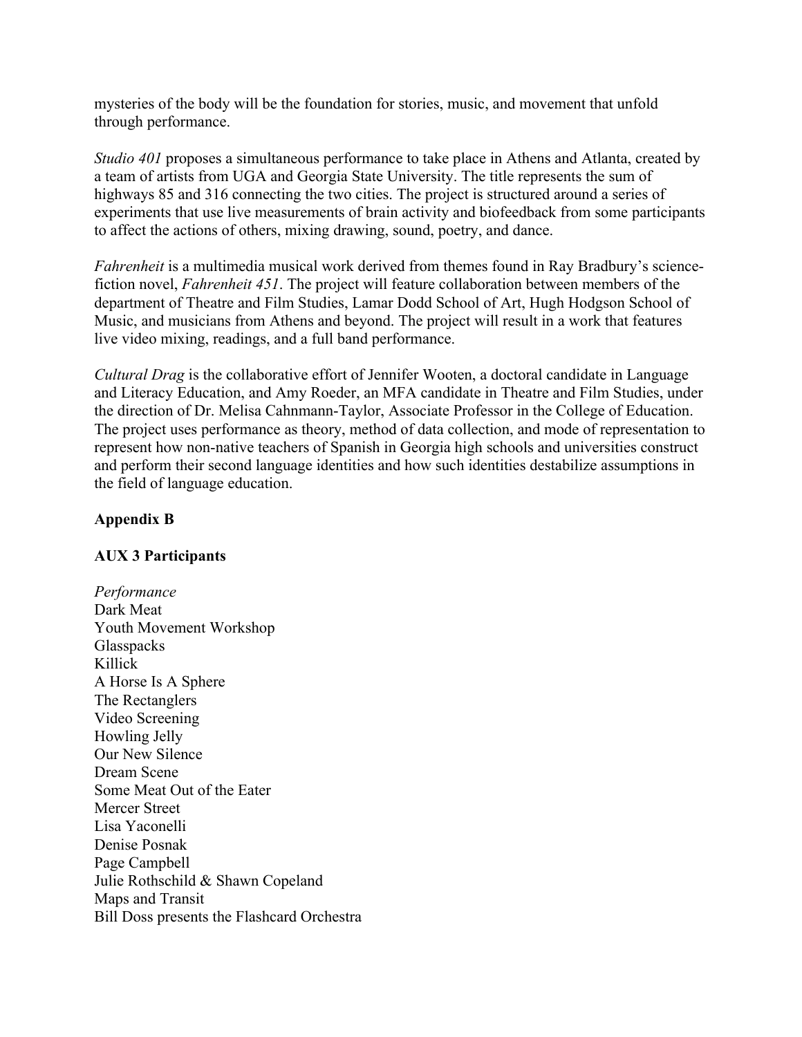mysteries of the body will be the foundation for stories, music, and movement that unfold through performance.

*Studio 401* proposes a simultaneous performance to take place in Athens and Atlanta, created by a team of artists from UGA and Georgia State University. The title represents the sum of highways 85 and 316 connecting the two cities. The project is structured around a series of experiments that use live measurements of brain activity and biofeedback from some participants to affect the actions of others, mixing drawing, sound, poetry, and dance.

*Fahrenheit* is a multimedia musical work derived from themes found in Ray Bradbury's science-fiction novel, *Fahrenheit 451*. The project will feature collaboration between members of the department of Theatre and Film Studies, Lamar Dodd School of Art, Hugh Hodgson School of Music, and musicians from Athens and beyond. The project will result in a work that features live video mixing, readings, and a full band performance.

*Cultural Drag* is the collaborative effort of Jennifer Wooten, a doctoral candidate in Language and Literacy Education, and Amy Roeder, an MFA candidate in Theatre and Film Studies, under the direction of Dr. Melisa Cahnmann-Taylor, Associate Professor in the College of Education. The project uses performance as theory, method of data collection, and mode of representation to represent how non-native teachers of Spanish in Georgia high schools and universities construct and perform their second language identities and how such identities destabilize assumptions in the field of language education.

**Appendix B**

**AUX 3 Participants**

*Performance*
Dark Meat
Youth Movement Workshop
Glasspacks
Killick
A Horse Is A Sphere
The Rectanglers
Video Screening
Howling Jelly
Our New Silence
Dream Scene
Some Meat Out of the Eater
Mercer Street
Lisa Yaconelli
Denise Posnak
Page Campbell
Julie Rothschild & Shawn Copeland
Maps and Transit
Bill Doss presents the Flashcard Orchestra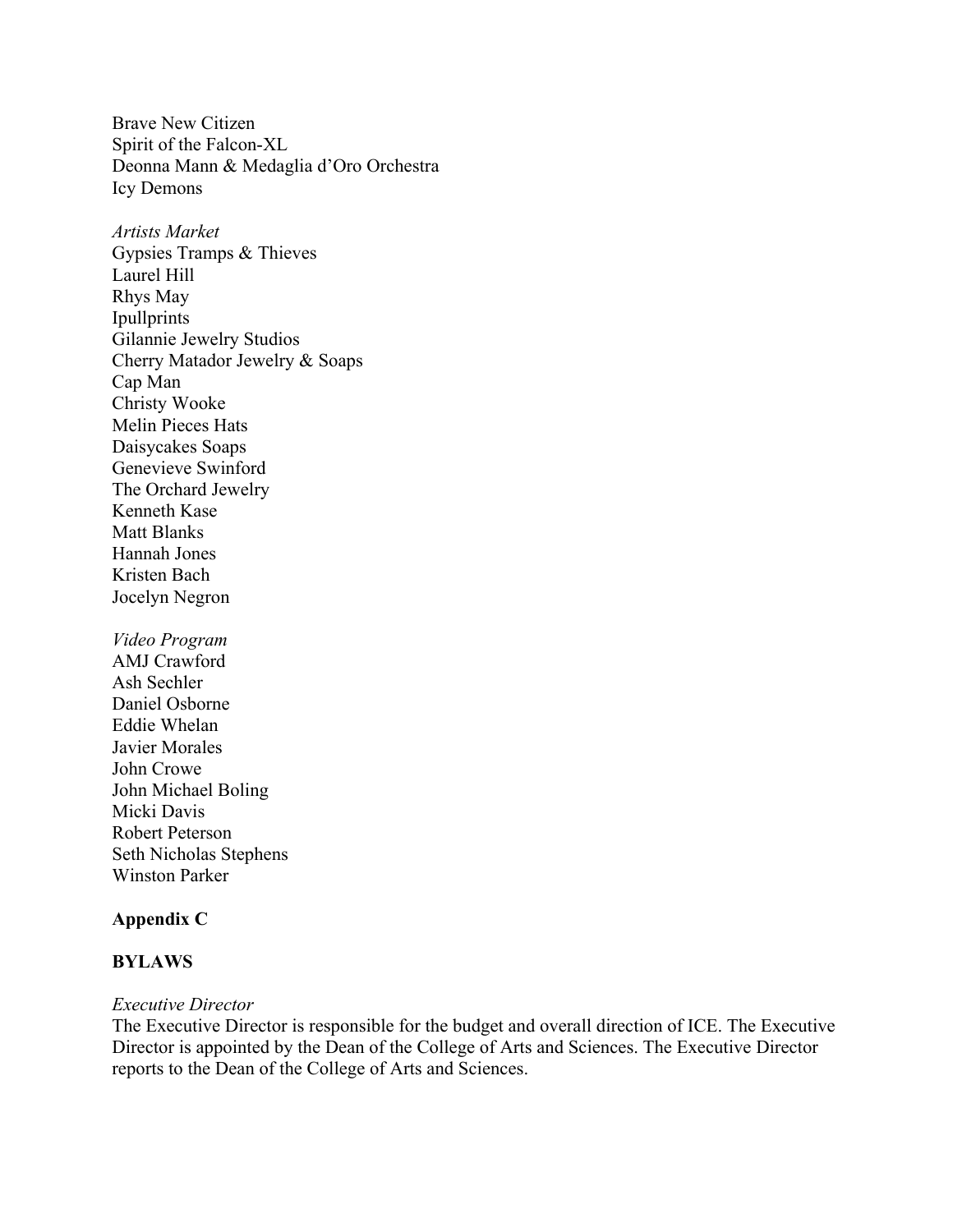Brave New Citizen
Spirit of the Falcon-XL
Deonna Mann & Medaglia d'Oro Orchestra
Icy Demons

*Artists Market*
Gypsies Tramps & Thieves
Laurel Hill
Rhys May
Ipullprints
Gilannie Jewelry Studios
Cherry Matador Jewelry & Soaps
Cap Man
Christy Wooke
Melin Pieces Hats
Daisycakes Soaps
Genevieve Swinford
The Orchard Jewelry
Kenneth Kase
Matt Blanks
Hannah Jones
Kristen Bach
Jocelyn Negron

*Video Program*
AMJ Crawford
Ash Sechler
Daniel Osborne
Eddie Whelan
Javier Morales
John Crowe
John Michael Boling
Micki Davis
Robert Peterson
Seth Nicholas Stephens
Winston Parker

**Appendix C**

**BYLAWS**

*Executive Director*
The Executive Director is responsible for the budget and overall direction of ICE. The Executive Director is appointed by the Dean of the College of Arts and Sciences. The Executive Director reports to the Dean of the College of Arts and Sciences.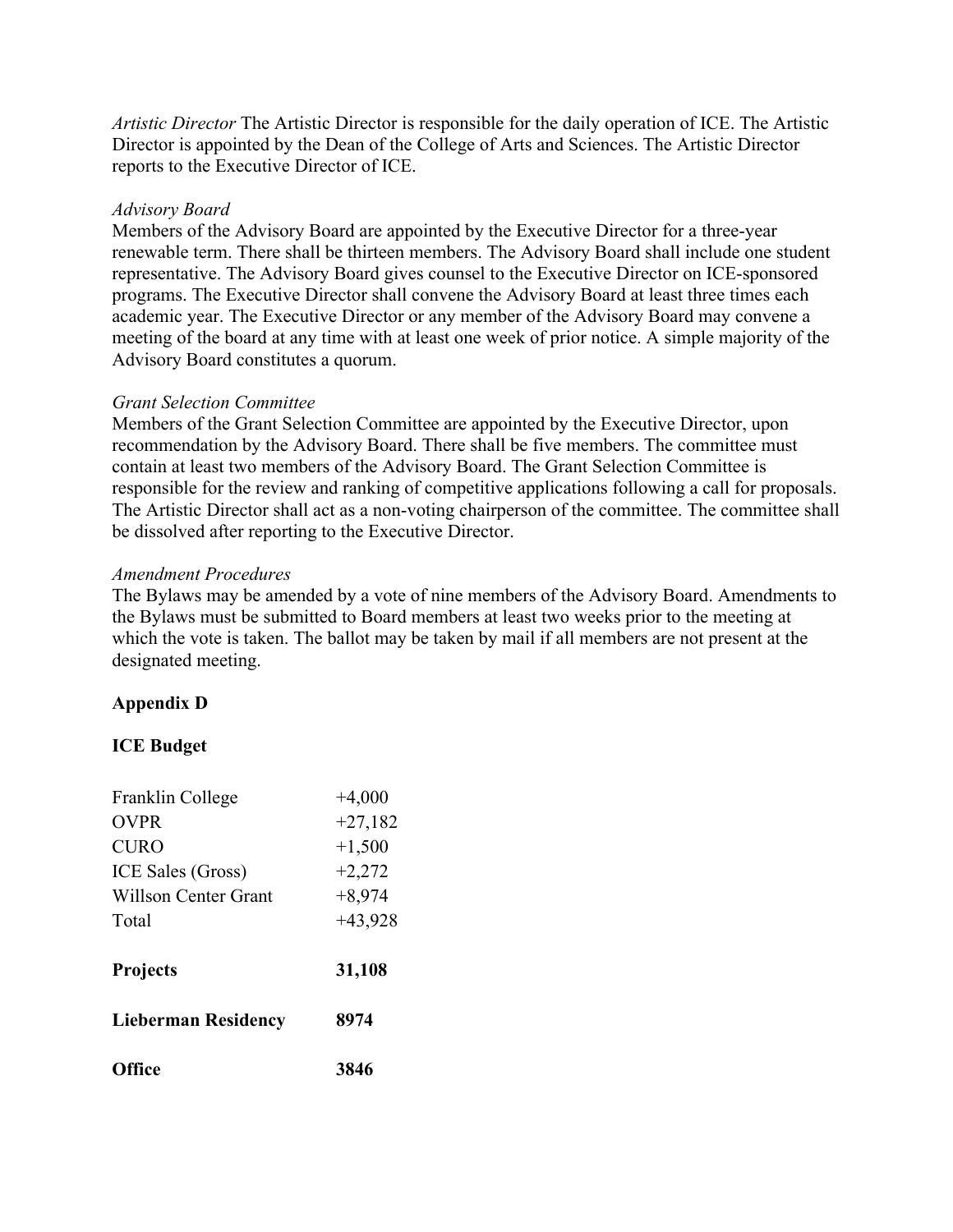*Artistic Director* The Artistic Director is responsible for the daily operation of ICE. The Artistic Director is appointed by the Dean of the College of Arts and Sciences. The Artistic Director reports to the Executive Director of ICE.

*Advisory Board*
Members of the Advisory Board are appointed by the Executive Director for a three-year renewable term. There shall be thirteen members. The Advisory Board shall include one student representative. The Advisory Board gives counsel to the Executive Director on ICE-sponsored programs. The Executive Director shall convene the Advisory Board at least three times each academic year. The Executive Director or any member of the Advisory Board may convene a meeting of the board at any time with at least one week of prior notice. A simple majority of the Advisory Board constitutes a quorum.

*Grant Selection Committee*
Members of the Grant Selection Committee are appointed by the Executive Director, upon recommendation by the Advisory Board. There shall be five members. The committee must contain at least two members of the Advisory Board. The Grant Selection Committee is responsible for the review and ranking of competitive applications following a call for proposals. The Artistic Director shall act as a non-voting chairperson of the committee. The committee shall be dissolved after reporting to the Executive Director.

*Amendment Procedures*
The Bylaws may be amended by a vote of nine members of the Advisory Board. Amendments to the Bylaws must be submitted to Board members at least two weeks prior to the meeting at which the vote is taken. The ballot may be taken by mail if all members are not present at the designated meeting.

**Appendix D**

**ICE Budget**

| | |
|---|---|
| Franklin College | +4,000 |
| OVPR | +27,182 |
| CURO | +1,500 |
| ICE Sales (Gross) | +2,272 |
| Willson Center Grant | +8,974 |
| Total | +43,928 |
| **Projects** | **31,108** |
| **Lieberman Residency** | **8974** |
| **Office** | **3846** |